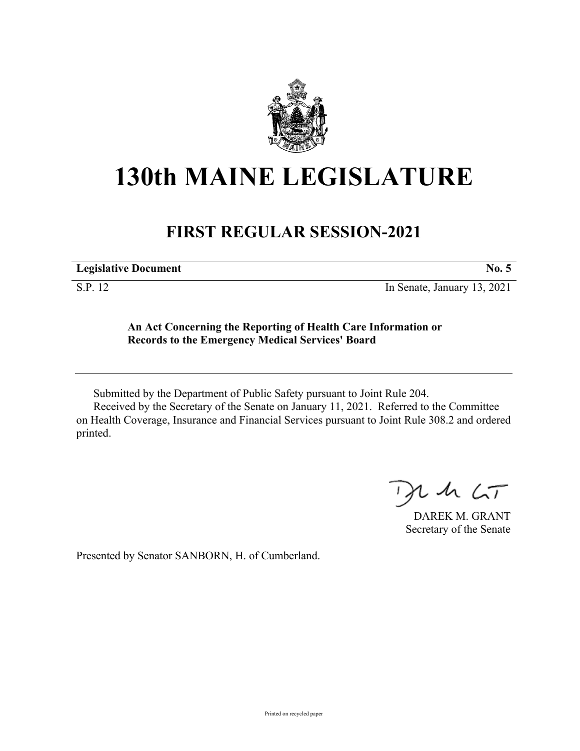# 130th MAINE LEGISLATURE

## FIRST REGULAR SESSION-2021

| **Legislative Document** | **No. 5** |
|---|---|
| S.P. 12 | In Senate, January 13, 2021 |

**An Act Concerning the Reporting of Health Care Information or Records to the Emergency Medical Services' Board**

Submitted by the Department of Public Safety pursuant to Joint Rule 204.

Received by the Secretary of the Senate on January 11, 2021. Referred to the Committee on Health Coverage, Insurance and Financial Services pursuant to Joint Rule 308.2 and ordered printed.

DAREK M. GRANT
Secretary of the Senate

Presented by Senator SANBORN, H. of Cumberland.

Printed on recycled paper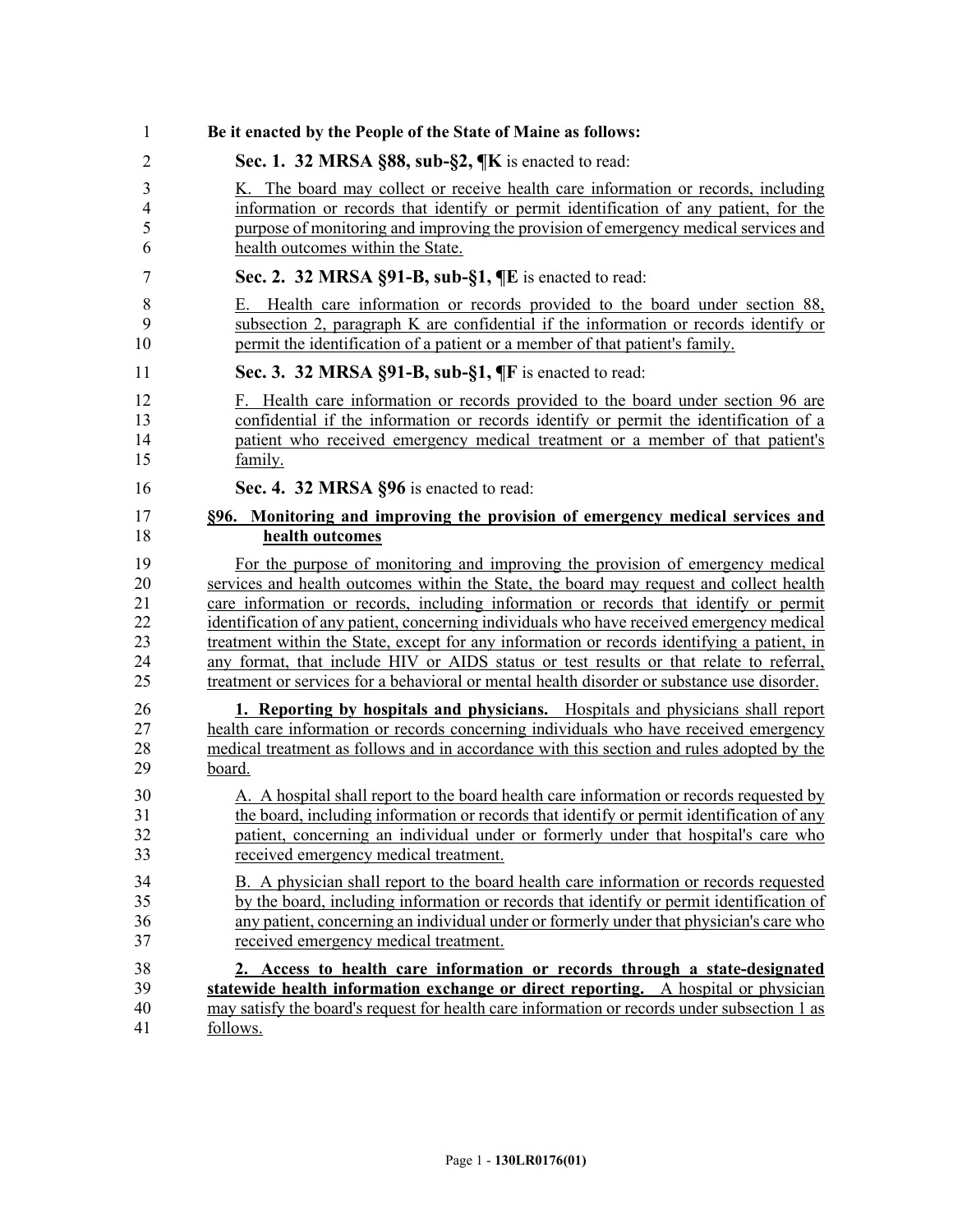**Be it enacted by the People of the State of Maine as follows:**

**Sec. 1. 32 MRSA §88, sub-§2, ¶K** is enacted to read:

K. The board may collect or receive health care information or records, including information or records that identify or permit identification of any patient, for the purpose of monitoring and improving the provision of emergency medical services and health outcomes within the State.

**Sec. 2. 32 MRSA §91-B, sub-§1, ¶E** is enacted to read:

E. Health care information or records provided to the board under section 88, subsection 2, paragraph K are confidential if the information or records identify or permit the identification of a patient or a member of that patient's family.

**Sec. 3. 32 MRSA §91-B, sub-§1, ¶F** is enacted to read:

F. Health care information or records provided to the board under section 96 are confidential if the information or records identify or permit the identification of a patient who received emergency medical treatment or a member of that patient's family.

**Sec. 4. 32 MRSA §96** is enacted to read:

**§96. Monitoring and improving the provision of emergency medical services and health outcomes**

For the purpose of monitoring and improving the provision of emergency medical services and health outcomes within the State, the board may request and collect health care information or records, including information or records that identify or permit identification of any patient, concerning individuals who have received emergency medical treatment within the State, except for any information or records identifying a patient, in any format, that include HIV or AIDS status or test results or that relate to referral, treatment or services for a behavioral or mental health disorder or substance use disorder.

**1. Reporting by hospitals and physicians.** Hospitals and physicians shall report health care information or records concerning individuals who have received emergency medical treatment as follows and in accordance with this section and rules adopted by the board.

A. A hospital shall report to the board health care information or records requested by the board, including information or records that identify or permit identification of any patient, concerning an individual under or formerly under that hospital's care who received emergency medical treatment.

B. A physician shall report to the board health care information or records requested by the board, including information or records that identify or permit identification of any patient, concerning an individual under or formerly under that physician's care who received emergency medical treatment.

**2. Access to health care information or records through a state-designated statewide health information exchange or direct reporting.** A hospital or physician may satisfy the board's request for health care information or records under subsection 1 as follows.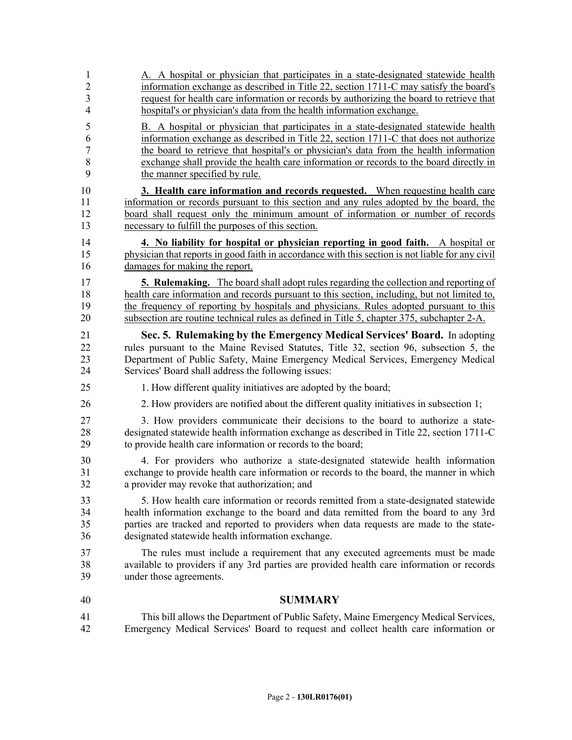A. A hospital or physician that participates in a state-designated statewide health information exchange as described in Title 22, section 1711-C may satisfy the board's request for health care information or records by authorizing the board to retrieve that hospital's or physician's data from the health information exchange.

B. A hospital or physician that participates in a state-designated statewide health information exchange as described in Title 22, section 1711-C that does not authorize the board to retrieve that hospital's or physician's data from the health information exchange shall provide the health care information or records to the board directly in the manner specified by rule.

**3. Health care information and records requested.** When requesting health care information or records pursuant to this section and any rules adopted by the board, the board shall request only the minimum amount of information or number of records necessary to fulfill the purposes of this section.

**4. No liability for hospital or physician reporting in good faith.** A hospital or physician that reports in good faith in accordance with this section is not liable for any civil damages for making the report.

**5. Rulemaking.** The board shall adopt rules regarding the collection and reporting of health care information and records pursuant to this section, including, but not limited to, the frequency of reporting by hospitals and physicians. Rules adopted pursuant to this subsection are routine technical rules as defined in Title 5, chapter 375, subchapter 2-A.

**Sec. 5. Rulemaking by the Emergency Medical Services' Board.** In adopting rules pursuant to the Maine Revised Statutes, Title 32, section 96, subsection 5, the Department of Public Safety, Maine Emergency Medical Services, Emergency Medical Services' Board shall address the following issues:

1. How different quality initiatives are adopted by the board;

2. How providers are notified about the different quality initiatives in subsection 1;

3. How providers communicate their decisions to the board to authorize a state-designated statewide health information exchange as described in Title 22, section 1711-C to provide health care information or records to the board;

4. For providers who authorize a state-designated statewide health information exchange to provide health care information or records to the board, the manner in which a provider may revoke that authorization; and

5. How health care information or records remitted from a state-designated statewide health information exchange to the board and data remitted from the board to any 3rd parties are tracked and reported to providers when data requests are made to the state-designated statewide health information exchange.

The rules must include a requirement that any executed agreements must be made available to providers if any 3rd parties are provided health care information or records under those agreements.

## SUMMARY

This bill allows the Department of Public Safety, Maine Emergency Medical Services, Emergency Medical Services' Board to request and collect health care information or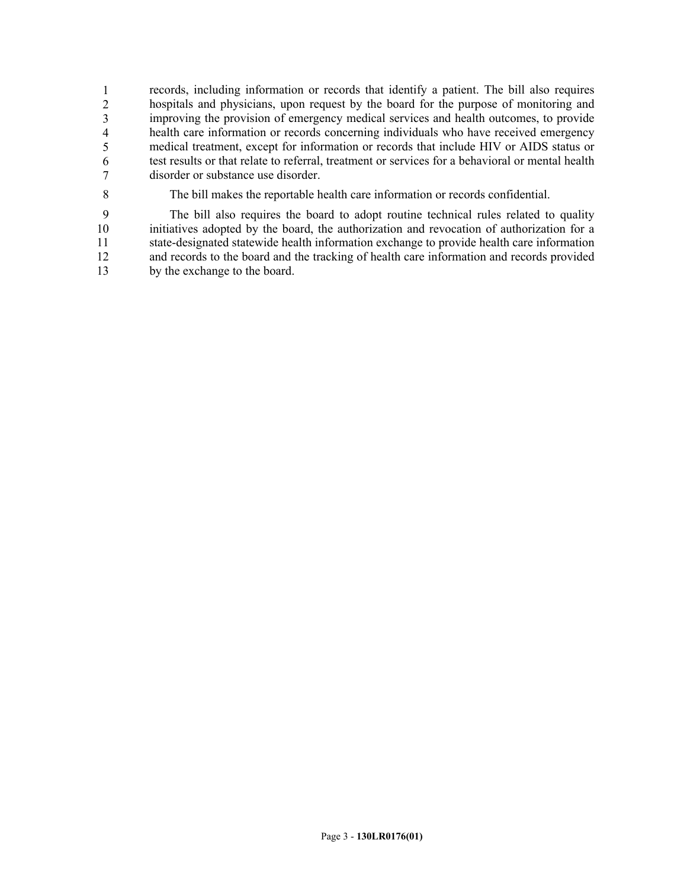records, including information or records that identify a patient. The bill also requires hospitals and physicians, upon request by the board for the purpose of monitoring and improving the provision of emergency medical services and health outcomes, to provide health care information or records concerning individuals who have received emergency medical treatment, except for information or records that include HIV or AIDS status or test results or that relate to referral, treatment or services for a behavioral or mental health disorder or substance use disorder.

The bill makes the reportable health care information or records confidential.

The bill also requires the board to adopt routine technical rules related to quality initiatives adopted by the board, the authorization and revocation of authorization for a state-designated statewide health information exchange to provide health care information and records to the board and the tracking of health care information and records provided by the exchange to the board.